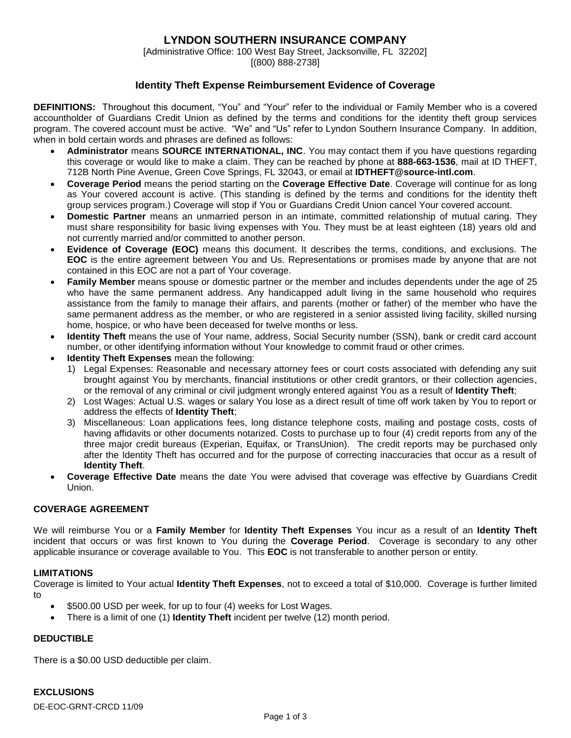# LYNDON SOUTHERN INSURANCE COMPANY

[Administrative Office: 100 West Bay Street, Jacksonville, FL 32202]
[(800) 888-2738]

## Identity Theft Expense Reimbursement Evidence of Coverage

**DEFINITIONS:** Throughout this document, "You" and "Your" refer to the individual or Family Member who is a covered accountholder of Guardians Credit Union as defined by the terms and conditions for the identity theft group services program. The covered account must be active. "We" and "Us" refer to Lyndon Southern Insurance Company. In addition, when in bold certain words and phrases are defined as follows:

- **Administrator** means **SOURCE INTERNATIONAL, INC**. You may contact them if you have questions regarding this coverage or would like to make a claim. They can be reached by phone at **888-663-1536**, mail at ID THEFT, 712B North Pine Avenue, Green Cove Springs, FL 32043, or email at **IDTHEFT@source-intl.com**.
- **Coverage Period** means the period starting on the **Coverage Effective Date**. Coverage will continue for as long as Your covered account is active. (This standing is defined by the terms and conditions for the identity theft group services program.) Coverage will stop if You or Guardians Credit Union cancel Your covered account.
- **Domestic Partner** means an unmarried person in an intimate, committed relationship of mutual caring. They must share responsibility for basic living expenses with You. They must be at least eighteen (18) years old and not currently married and/or committed to another person.
- **Evidence of Coverage (EOC)** means this document. It describes the terms, conditions, and exclusions. The **EOC** is the entire agreement between You and Us. Representations or promises made by anyone that are not contained in this EOC are not a part of Your coverage.
- **Family Member** means spouse or domestic partner or the member and includes dependents under the age of 25 who have the same permanent address. Any handicapped adult living in the same household who requires assistance from the family to manage their affairs, and parents (mother or father) of the member who have the same permanent address as the member, or who are registered in a senior assisted living facility, skilled nursing home, hospice, or who have been deceased for twelve months or less.
- **Identity Theft** means the use of Your name, address, Social Security number (SSN), bank or credit card account number, or other identifying information without Your knowledge to commit fraud or other crimes.
- **Identity Theft Expenses** mean the following:
  1) Legal Expenses: Reasonable and necessary attorney fees or court costs associated with defending any suit brought against You by merchants, financial institutions or other credit grantors, or their collection agencies, or the removal of any criminal or civil judgment wrongly entered against You as a result of **Identity Theft**;
  2) Lost Wages: Actual U.S. wages or salary You lose as a direct result of time off work taken by You to report or address the effects of **Identity Theft**;
  3) Miscellaneous: Loan applications fees, long distance telephone costs, mailing and postage costs, costs of having affidavits or other documents notarized. Costs to purchase up to four (4) credit reports from any of the three major credit bureaus (Experian, Equifax, or TransUnion). The credit reports may be purchased only after the Identity Theft has occurred and for the purpose of correcting inaccuracies that occur as a result of **Identity Theft**.
- **Coverage Effective Date** means the date You were advised that coverage was effective by Guardians Credit Union.

### COVERAGE AGREEMENT

We will reimburse You or a **Family Member** for **Identity Theft Expenses** You incur as a result of an **Identity Theft** incident that occurs or was first known to You during the **Coverage Period**. Coverage is secondary to any other applicable insurance or coverage available to You. This **EOC** is not transferable to another person or entity.

### LIMITATIONS

Coverage is limited to Your actual **Identity Theft Expenses**, not to exceed a total of $10,000. Coverage is further limited to

- $500.00 USD per week, for up to four (4) weeks for Lost Wages.
- There is a limit of one (1) **Identity Theft** incident per twelve (12) month period.

### DEDUCTIBLE

There is a $0.00 USD deductible per claim.

### EXCLUSIONS

DE-EOC-GRNT-CRCD 11/09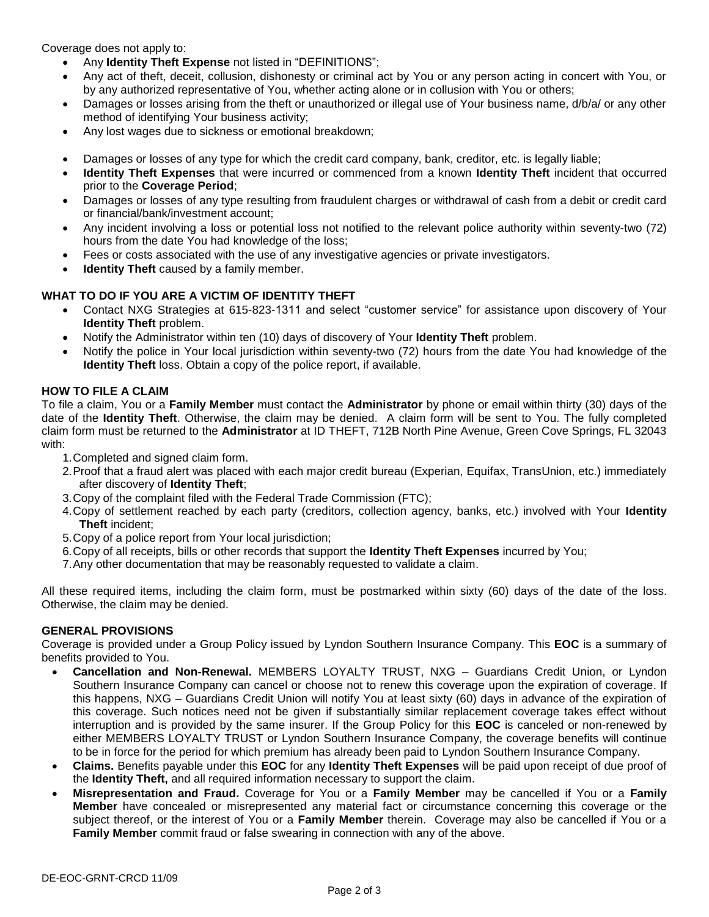Coverage does not apply to:

- Any **Identity Theft Expense** not listed in "DEFINITIONS";
- Any act of theft, deceit, collusion, dishonesty or criminal act by You or any person acting in concert with You, or by any authorized representative of You, whether acting alone or in collusion with You or others;
- Damages or losses arising from the theft or unauthorized or illegal use of Your business name, d/b/a/ or any other method of identifying Your business activity;
- Any lost wages due to sickness or emotional breakdown;
- Damages or losses of any type for which the credit card company, bank, creditor, etc. is legally liable;
- **Identity Theft Expenses** that were incurred or commenced from a known **Identity Theft** incident that occurred prior to the **Coverage Period**;
- Damages or losses of any type resulting from fraudulent charges or withdrawal of cash from a debit or credit card or financial/bank/investment account;
- Any incident involving a loss or potential loss not notified to the relevant police authority within seventy-two (72) hours from the date You had knowledge of the loss;
- Fees or costs associated with the use of any investigative agencies or private investigators.
- **Identity Theft** caused by a family member.

**WHAT TO DO IF YOU ARE A VICTIM OF IDENTITY THEFT**

- Contact NXG Strategies at 615-823-1311 and select "customer service" for assistance upon discovery of Your **Identity Theft** problem.
- Notify the Administrator within ten (10) days of discovery of Your **Identity Theft** problem.
- Notify the police in Your local jurisdiction within seventy-two (72) hours from the date You had knowledge of the **Identity Theft** loss. Obtain a copy of the police report, if available.

**HOW TO FILE A CLAIM**

To file a claim, You or a **Family Member** must contact the **Administrator** by phone or email within thirty (30) days of the date of the **Identity Theft**. Otherwise, the claim may be denied. A claim form will be sent to You. The fully completed claim form must be returned to the **Administrator** at ID THEFT, 712B North Pine Avenue, Green Cove Springs, FL 32043 with:

1. Completed and signed claim form.
2. Proof that a fraud alert was placed with each major credit bureau (Experian, Equifax, TransUnion, etc.) immediately after discovery of **Identity Theft**;
3. Copy of the complaint filed with the Federal Trade Commission (FTC);
4. Copy of settlement reached by each party (creditors, collection agency, banks, etc.) involved with Your **Identity Theft** incident;
5. Copy of a police report from Your local jurisdiction;
6. Copy of all receipts, bills or other records that support the **Identity Theft Expenses** incurred by You;
7. Any other documentation that may be reasonably requested to validate a claim.

All these required items, including the claim form, must be postmarked within sixty (60) days of the date of the loss. Otherwise, the claim may be denied.

**GENERAL PROVISIONS**

Coverage is provided under a Group Policy issued by Lyndon Southern Insurance Company. This **EOC** is a summary of benefits provided to You.

- **Cancellation and Non-Renewal.** MEMBERS LOYALTY TRUST, NXG – Guardians Credit Union, or Lyndon Southern Insurance Company can cancel or choose not to renew this coverage upon the expiration of coverage. If this happens, NXG – Guardians Credit Union will notify You at least sixty (60) days in advance of the expiration of this coverage. Such notices need not be given if substantially similar replacement coverage takes effect without interruption and is provided by the same insurer. If the Group Policy for this **EOC** is canceled or non-renewed by either MEMBERS LOYALTY TRUST or Lyndon Southern Insurance Company, the coverage benefits will continue to be in force for the period for which premium has already been paid to Lyndon Southern Insurance Company.
- **Claims.** Benefits payable under this **EOC** for any **Identity Theft Expenses** will be paid upon receipt of due proof of the **Identity Theft,** and all required information necessary to support the claim.
- **Misrepresentation and Fraud.** Coverage for You or a **Family Member** may be cancelled if You or a **Family Member** have concealed or misrepresented any material fact or circumstance concerning this coverage or the subject thereof, or the interest of You or a **Family Member** therein. Coverage may also be cancelled if You or a **Family Member** commit fraud or false swearing in connection with any of the above.

DE-EOC-GRNT-CRCD 11/09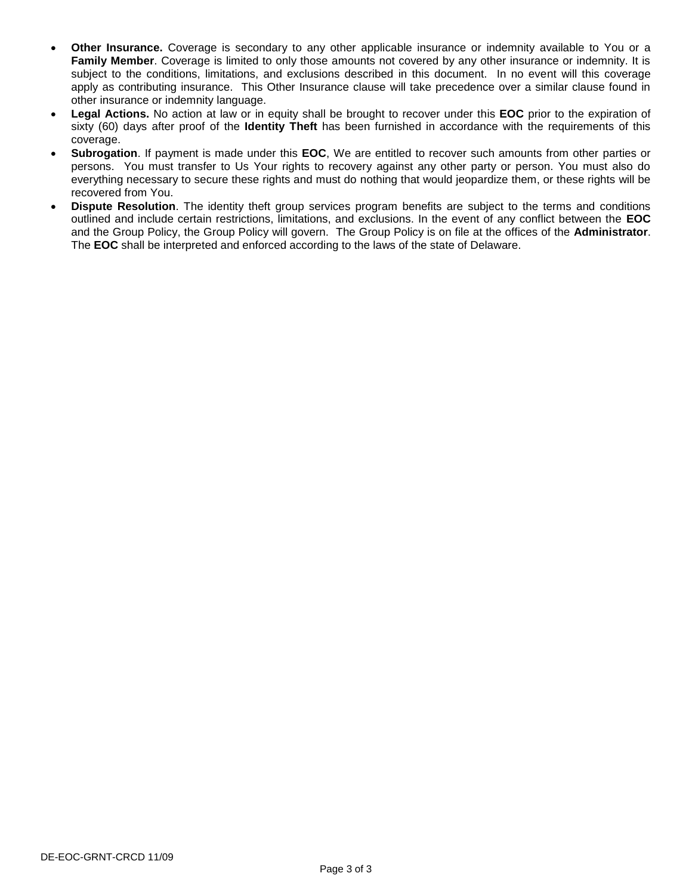- **Other Insurance.** Coverage is secondary to any other applicable insurance or indemnity available to You or a **Family Member**. Coverage is limited to only those amounts not covered by any other insurance or indemnity. It is subject to the conditions, limitations, and exclusions described in this document. In no event will this coverage apply as contributing insurance. This Other Insurance clause will take precedence over a similar clause found in other insurance or indemnity language.
- **Legal Actions.** No action at law or in equity shall be brought to recover under this **EOC** prior to the expiration of sixty (60) days after proof of the **Identity Theft** has been furnished in accordance with the requirements of this coverage.
- **Subrogation**. If payment is made under this **EOC**, We are entitled to recover such amounts from other parties or persons. You must transfer to Us Your rights to recovery against any other party or person. You must also do everything necessary to secure these rights and must do nothing that would jeopardize them, or these rights will be recovered from You.
- **Dispute Resolution**. The identity theft group services program benefits are subject to the terms and conditions outlined and include certain restrictions, limitations, and exclusions. In the event of any conflict between the **EOC** and the Group Policy, the Group Policy will govern. The Group Policy is on file at the offices of the **Administrator**. The **EOC** shall be interpreted and enforced according to the laws of the state of Delaware.

DE-EOC-GRNT-CRCD 11/09